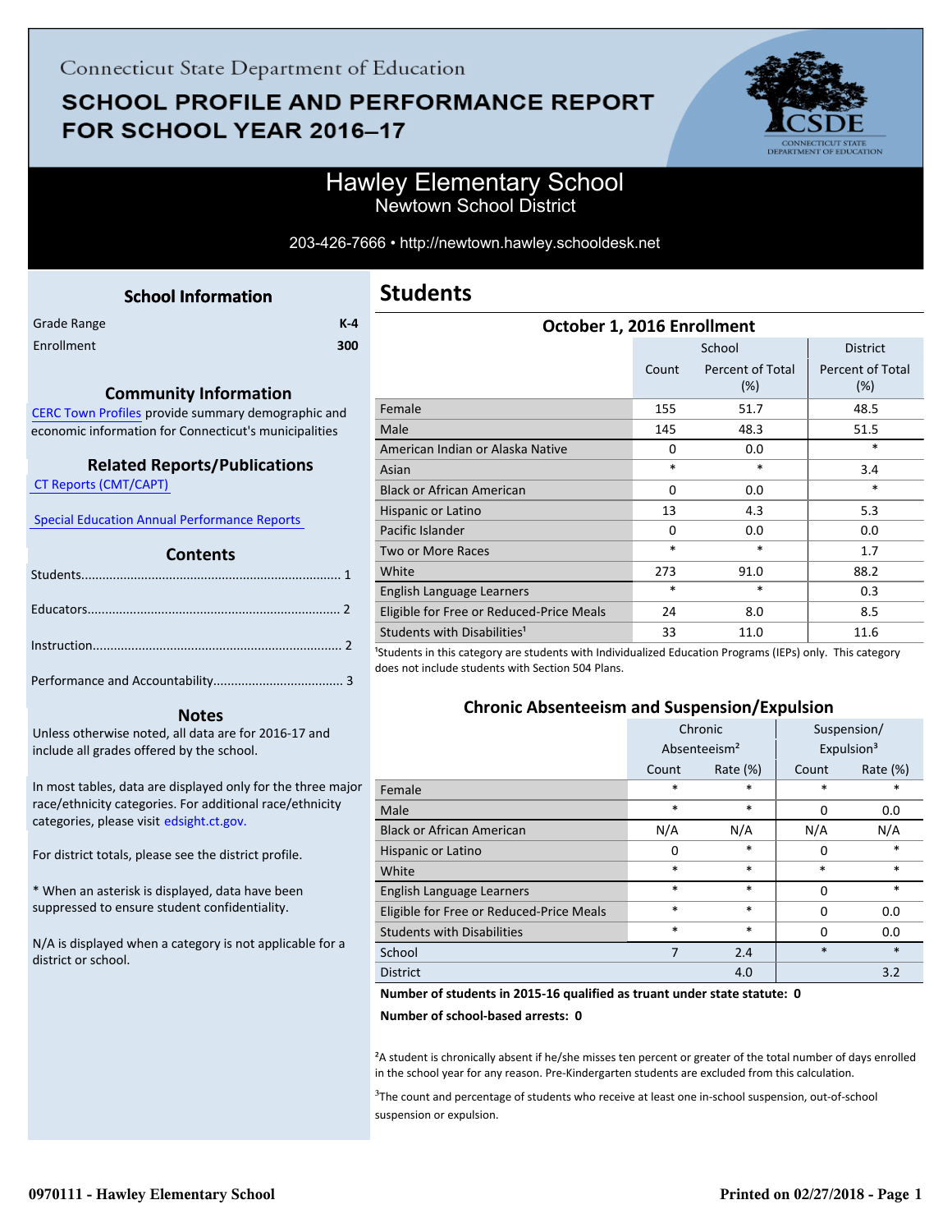Connecticut State Department of Education

# SCHOOL PROFILE AND PERFORMANCE REPORT FOR SCHOOL YEAR 2016–17

## Hawley Elementary School

Newtown School District

203-426-7666 • http://newtown.hawley.schooldesk.net

### School Information

| | |
|---|---|
| Grade Range | K-4 |
| Enrollment | 300 |

### Community Information

CERC Town Profiles provide summary demographic and economic information for Connecticut's municipalities

### Related Reports/Publications

CT Reports (CMT/CAPT)

Special Education Annual Performance Reports

### Contents

Students........................................................................ 1

Educators....................................................................... 2

Instruction...................................................................... 2

Performance and Accountability.................................... 3

### Notes

Unless otherwise noted, all data are for 2016-17 and include all grades offered by the school.

In most tables, data are displayed only for the three major race/ethnicity categories. For additional race/ethnicity categories, please visit edsight.ct.gov.

For district totals, please see the district profile.

* When an asterisk is displayed, data have been suppressed to ensure student confidentiality.

N/A is displayed when a category is not applicable for a district or school.

## Students

### October 1, 2016 Enrollment

| | School | | District |
|---|---|---|---|
| | Count | Percent of Total (%) | Percent of Total (%) |
| Female | 155 | 51.7 | 48.5 |
| Male | 145 | 48.3 | 51.5 |
| American Indian or Alaska Native | 0 | 0.0 | * |
| Asian | * | * | 3.4 |
| Black or African American | 0 | 0.0 | * |
| Hispanic or Latino | 13 | 4.3 | 5.3 |
| Pacific Islander | 0 | 0.0 | 0.0 |
| Two or More Races | * | * | 1.7 |
| White | 273 | 91.0 | 88.2 |
| English Language Learners | * | * | 0.3 |
| Eligible for Free or Reduced-Price Meals | 24 | 8.0 | 8.5 |
| Students with Disabilities[1] | 33 | 11.0 | 11.6 |

[1]Students in this category are students with Individualized Education Programs (IEPs) only. This category does not include students with Section 504 Plans.

### Chronic Absenteeism and Suspension/Expulsion

| | Chronic Absenteeism[2] | | Suspension/ Expulsion[3] | |
|---|---|---|---|---|
| | Count | Rate (%) | Count | Rate (%) |
| Female | * | * | * | * |
| Male | * | * | 0 | 0.0 |
| Black or African American | N/A | N/A | N/A | N/A |
| Hispanic or Latino | 0 | * | 0 | * |
| White | * | * | * | * |
| English Language Learners | * | * | 0 | * |
| Eligible for Free or Reduced-Price Meals | * | * | 0 | 0.0 |
| Students with Disabilities | * | * | 0 | 0.0 |
| School | 7 | 2.4 | * | * |
| District | | 4.0 | | 3.2 |

**Number of students in 2015-16 qualified as truant under state statute: 0**

**Number of school-based arrests: 0**

[2]A student is chronically absent if he/she misses ten percent or greater of the total number of days enrolled in the school year for any reason. Pre-Kindergarten students are excluded from this calculation.

[3]The count and percentage of students who receive at least one in-school suspension, out-of-school suspension or expulsion.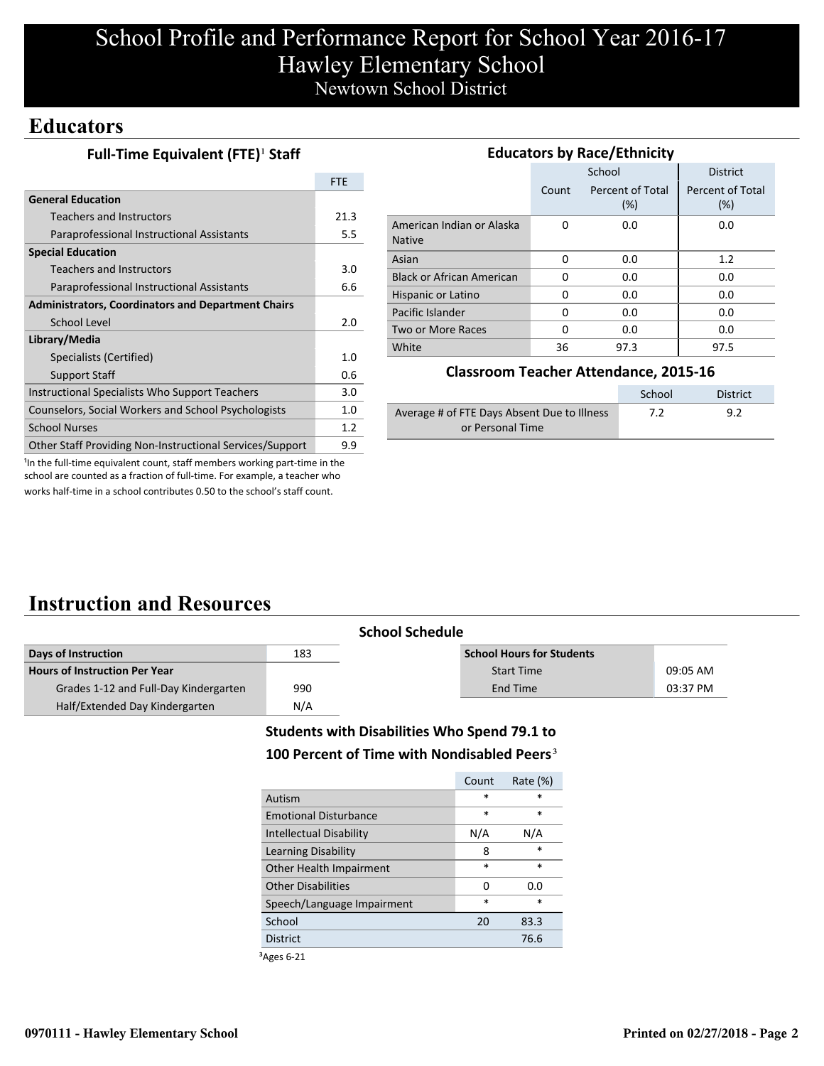# School Profile and Performance Report for School Year 2016-17
# Hawley Elementary School
## Newtown School District

## Educators

### Full-Time Equivalent (FTE)[1] Staff

| | FTE |
|---|---|
| **General Education** | |
| Teachers and Instructors | 21.3 |
| Paraprofessional Instructional Assistants | 5.5 |
| **Special Education** | |
| Teachers and Instructors | 3.0 |
| Paraprofessional Instructional Assistants | 6.6 |
| **Administrators, Coordinators and Department Chairs** | |
| School Level | 2.0 |
| **Library/Media** | |
| Specialists (Certified) | 1.0 |
| Support Staff | 0.6 |
| Instructional Specialists Who Support Teachers | 3.0 |
| Counselors, Social Workers and School Psychologists | 1.0 |
| School Nurses | 1.2 |
| Other Staff Providing Non-Instructional Services/Support | 9.9 |

[1]In the full-time equivalent count, staff members working part-time in the school are counted as a fraction of full-time. For example, a teacher who works half-time in a school contributes 0.50 to the school's staff count.

### Educators by Race/Ethnicity

| | School | | District |
|---|---|---|---|
| | Count | Percent of Total (%) | Percent of Total (%) |
| American Indian or Alaska Native | 0 | 0.0 | 0.0 |
| Asian | 0 | 0.0 | 1.2 |
| Black or African American | 0 | 0.0 | 0.0 |
| Hispanic or Latino | 0 | 0.0 | 0.0 |
| Pacific Islander | 0 | 0.0 | 0.0 |
| Two or More Races | 0 | 0.0 | 0.0 |
| White | 36 | 97.3 | 97.5 |

### Classroom Teacher Attendance, 2015-16

| | School | District |
|---|---|---|
| Average # of FTE Days Absent Due to Illness or Personal Time | 7.2 | 9.2 |

## Instruction and Resources

### School Schedule

| Days of Instruction | 183 |
|---|---|
| **Hours of Instruction Per Year** | |
| Grades 1-12 and Full-Day Kindergarten | 990 |
| Half/Extended Day Kindergarten | N/A |

| School Hours for Students | |
|---|---|
| Start Time | 09:05 AM |
| End Time | 03:37 PM |

### Students with Disabilities Who Spend 79.1 to 100 Percent of Time with Nondisabled Peers[3]

| | Count | Rate (%) |
|---|---|---|
| Autism | * | * |
| Emotional Disturbance | * | * |
| Intellectual Disability | N/A | N/A |
| Learning Disability | 8 | * |
| Other Health Impairment | * | * |
| Other Disabilities | 0 | 0.0 |
| Speech/Language Impairment | * | * |
| School | 20 | 83.3 |
| District | | 76.6 |

[3]Ages 6-21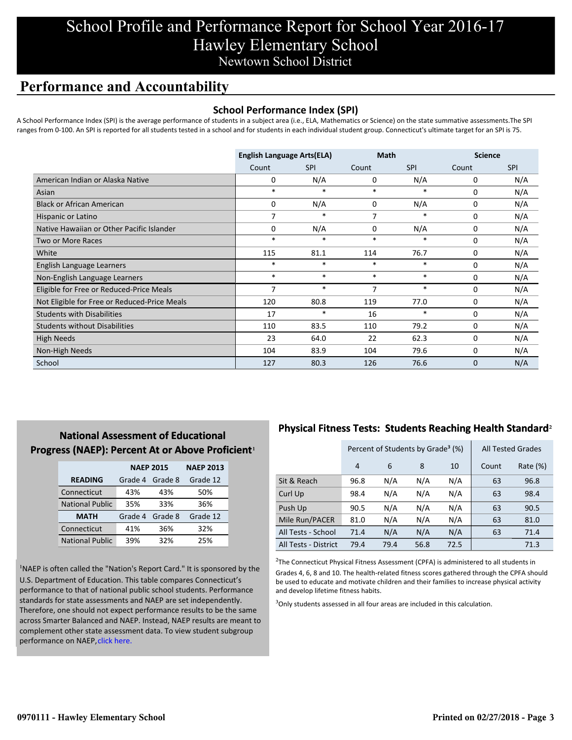# School Profile and Performance Report for School Year 2016-17
# Hawley Elementary School
## Newtown School District

## Performance and Accountability

### School Performance Index (SPI)

A School Performance Index (SPI) is the average performance of students in a subject area (i.e., ELA, Mathematics or Science) on the state summative assessments.The SPI ranges from 0-100. An SPI is reported for all students tested in a school and for students in each individual student group. Connecticut's ultimate target for an SPI is 75.

| | English Language Arts(ELA) | | Math | | Science | |
|---|---|---|---|---|---|---|
| | Count | SPI | Count | SPI | Count | SPI |
| American Indian or Alaska Native | 0 | N/A | 0 | N/A | 0 | N/A |
| Asian | * | * | * | * | 0 | N/A |
| Black or African American | 0 | N/A | 0 | N/A | 0 | N/A |
| Hispanic or Latino | 7 | * | 7 | * | 0 | N/A |
| Native Hawaiian or Other Pacific Islander | 0 | N/A | 0 | N/A | 0 | N/A |
| Two or More Races | * | * | * | * | 0 | N/A |
| White | 115 | 81.1 | 114 | 76.7 | 0 | N/A |
| English Language Learners | * | * | * | * | 0 | N/A |
| Non-English Language Learners | * | * | * | * | 0 | N/A |
| Eligible for Free or Reduced-Price Meals | 7 | * | 7 | * | 0 | N/A |
| Not Eligible for Free or Reduced-Price Meals | 120 | 80.8 | 119 | 77.0 | 0 | N/A |
| Students with Disabilities | 17 | * | 16 | * | 0 | N/A |
| Students without Disabilities | 110 | 83.5 | 110 | 79.2 | 0 | N/A |
| High Needs | 23 | 64.0 | 22 | 62.3 | 0 | N/A |
| Non-High Needs | 104 | 83.9 | 104 | 79.6 | 0 | N/A |
| School | 127 | 80.3 | 126 | 76.6 | 0 | N/A |

### National Assessment of Educational Progress (NAEP): Percent At or Above Proficient[1]

| | NAEP 2015 | | NAEP 2013 |
|---|---|---|---|
| **READING** | Grade 4 | Grade 8 | Grade 12 |
| Connecticut | 43% | 43% | 50% |
| National Public | 35% | 33% | 36% |
| **MATH** | Grade 4 | Grade 8 | Grade 12 |
| Connecticut | 41% | 36% | 32% |
| National Public | 39% | 32% | 25% |

[1]NAEP is often called the "Nation's Report Card." It is sponsored by the U.S. Department of Education. This table compares Connecticut's performance to that of national public school students. Performance standards for state assessments and NAEP are set independently. Therefore, one should not expect performance results to be the same across Smarter Balanced and NAEP. Instead, NAEP results are meant to complement other state assessment data. To view student subgroup performance on NAEP, click here.

### Physical Fitness Tests: Students Reaching Health Standard[2]

| | Percent of Students by Grade[3] (%) | | | | All Tested Grades | |
|---|---|---|---|---|---|---|
| | 4 | 6 | 8 | 10 | Count | Rate (%) |
| Sit & Reach | 96.8 | N/A | N/A | N/A | 63 | 96.8 |
| Curl Up | 98.4 | N/A | N/A | N/A | 63 | 98.4 |
| Push Up | 90.5 | N/A | N/A | N/A | 63 | 90.5 |
| Mile Run/PACER | 81.0 | N/A | N/A | N/A | 63 | 81.0 |
| All Tests - School | 71.4 | N/A | N/A | N/A | 63 | 71.4 |
| All Tests - District | 79.4 | 79.4 | 56.8 | 72.5 | | 71.3 |

[2]The Connecticut Physical Fitness Assessment (CPFA) is administered to all students in Grades 4, 6, 8 and 10. The health-related fitness scores gathered through the CPFA should be used to educate and motivate children and their families to increase physical activity and develop lifetime fitness habits.

[3]Only students assessed in all four areas are included in this calculation.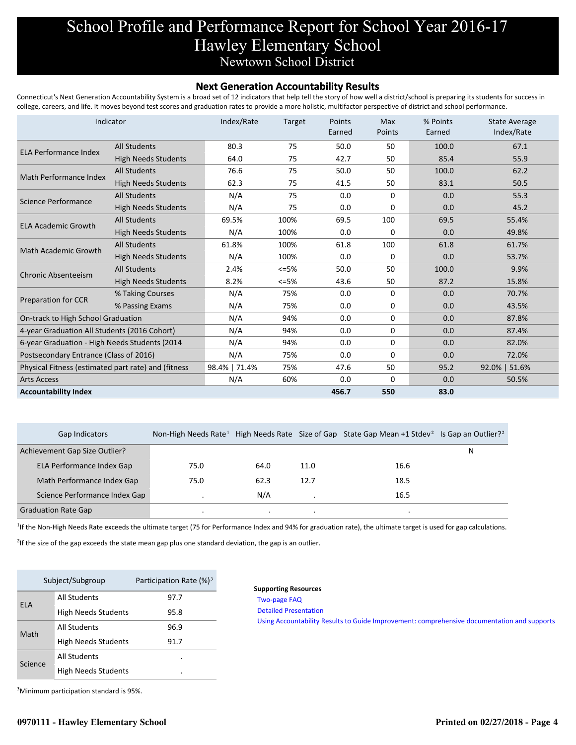# School Profile and Performance Report for School Year 2016-17
# Hawley Elementary School
## Newtown School District

### Next Generation Accountability Results

Connecticut's Next Generation Accountability System is a broad set of 12 indicators that help tell the story of how well a district/school is preparing its students for success in college, careers, and life. It moves beyond test scores and graduation rates to provide a more holistic, multifactor perspective of district and school performance.

| Indicator | | Index/Rate | Target | Points Earned | Max Points | % Points Earned | State Average Index/Rate |
|---|---|---|---|---|---|---|---|
| ELA Performance Index | All Students | 80.3 | 75 | 50.0 | 50 | 100.0 | 67.1 |
| | High Needs Students | 64.0 | 75 | 42.7 | 50 | 85.4 | 55.9 |
| Math Performance Index | All Students | 76.6 | 75 | 50.0 | 50 | 100.0 | 62.2 |
| | High Needs Students | 62.3 | 75 | 41.5 | 50 | 83.1 | 50.5 |
| Science Performance | All Students | N/A | 75 | 0.0 | 0 | 0.0 | 55.3 |
| | High Needs Students | N/A | 75 | 0.0 | 0 | 0.0 | 45.2 |
| ELA Academic Growth | All Students | 69.5% | 100% | 69.5 | 100 | 69.5 | 55.4% |
| | High Needs Students | N/A | 100% | 0.0 | 0 | 0.0 | 49.8% |
| Math Academic Growth | All Students | 61.8% | 100% | 61.8 | 100 | 61.8 | 61.7% |
| | High Needs Students | N/A | 100% | 0.0 | 0 | 0.0 | 53.7% |
| Chronic Absenteeism | All Students | 2.4% | <=5% | 50.0 | 50 | 100.0 | 9.9% |
| | High Needs Students | 8.2% | <=5% | 43.6 | 50 | 87.2 | 15.8% |
| Preparation for CCR | % Taking Courses | N/A | 75% | 0.0 | 0 | 0.0 | 70.7% |
| | % Passing Exams | N/A | 75% | 0.0 | 0 | 0.0 | 43.5% |
| On-track to High School Graduation | | N/A | 94% | 0.0 | 0 | 0.0 | 87.8% |
| 4-year Graduation All Students (2016 Cohort) | | N/A | 94% | 0.0 | 0 | 0.0 | 87.4% |
| 6-year Graduation - High Needs Students (2014 | | N/A | 94% | 0.0 | 0 | 0.0 | 82.0% |
| Postsecondary Entrance (Class of 2016) | | N/A | 75% | 0.0 | 0 | 0.0 | 72.0% |
| Physical Fitness (estimated part rate) and (fitness | | 98.4% \| 71.4% | 75% | 47.6 | 50 | 95.2 | 92.0% \| 51.6% |
| Arts Access | | N/A | 60% | 0.0 | 0 | 0.0 | 50.5% |
| **Accountability Index** | | | | **456.7** | **550** | **83.0** | |

| Gap Indicators | Non-High Needs Rate[1] | High Needs Rate | Size of Gap | State Gap Mean +1 Stdev[2] | Is Gap an Outlier?[2] |
|---|---|---|---|---|---|
| Achievement Gap Size Outlier? | | | | | N |
| ELA Performance Index Gap | 75.0 | 64.0 | 11.0 | 16.6 | |
| Math Performance Index Gap | 75.0 | 62.3 | 12.7 | 18.5 | |
| Science Performance Index Gap | . | N/A | . | 16.5 | |
| Graduation Rate Gap | . | . | . | . | |

[1]If the Non-High Needs Rate exceeds the ultimate target (75 for Performance Index and 94% for graduation rate), the ultimate target is used for gap calculations.

[2]If the size of the gap exceeds the state mean gap plus one standard deviation, the gap is an outlier.

| Subject/Subgroup | | Participation Rate (%)[3] |
|---|---|---|
| ELA | All Students | 97.7 |
| | High Needs Students | 95.8 |
| Math | All Students | 96.9 |
| | High Needs Students | 91.7 |
| Science | All Students | . |
| | High Needs Students | . |

[3]Minimum participation standard is 95%.

**Supporting Resources**

- Two-page FAQ
- Detailed Presentation
- Using Accountability Results to Guide Improvement: comprehensive documentation and supports